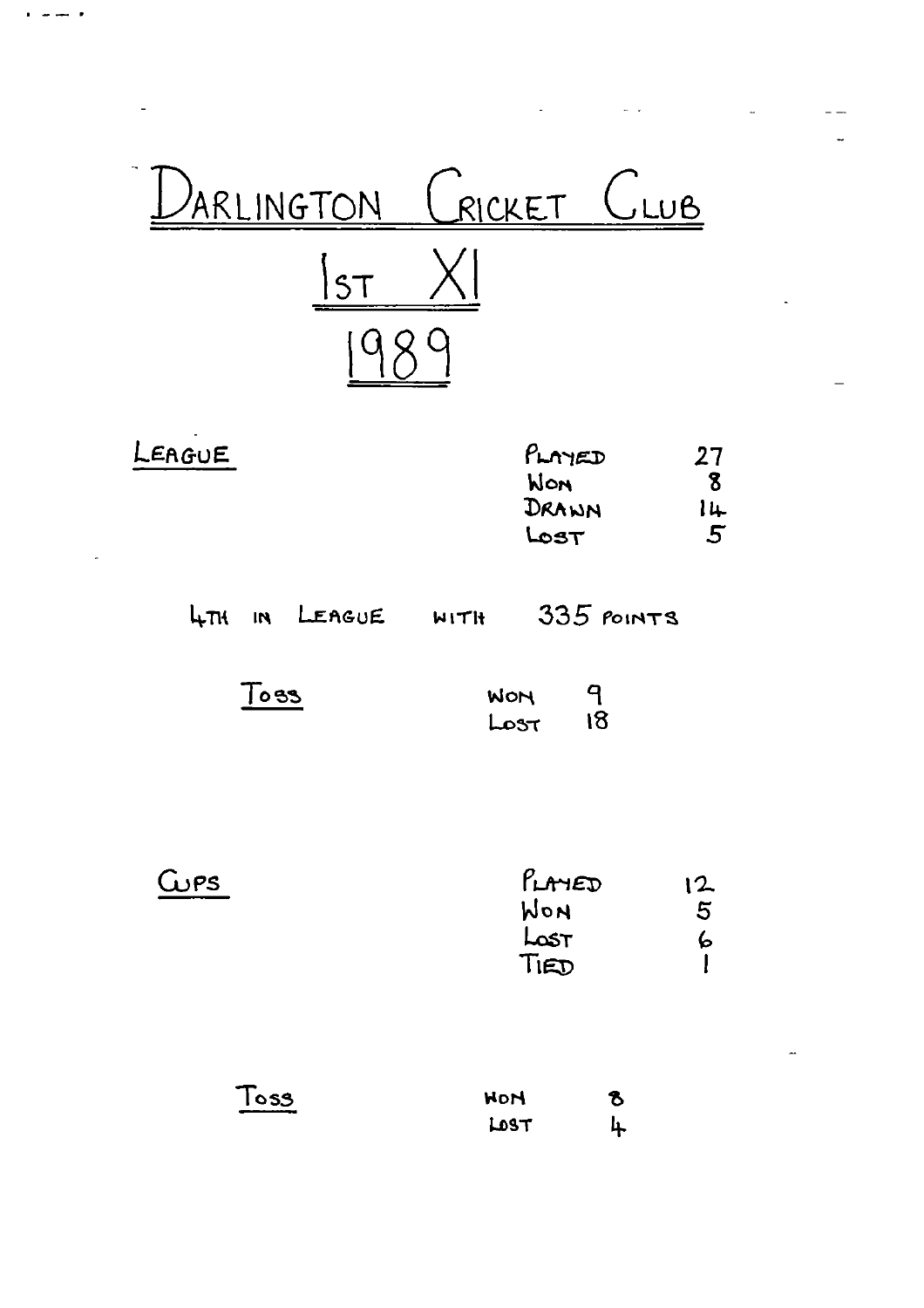# DARLINGTON CRICKET CLUB

## 1ST XI

## 1989

**LEAGUE**

| | |
|---|---|
| PLAYED | 27 |
| WON | 8 |
| DRAWN | 14 |
| LOST | 5 |

4TH IN LEAGUE WITH 335 POINTS

**TOSS**

| | |
|---|---|
| WON | 9 |
| LOST | 18 |

**CUPS**

| | |
|---|---|
| PLAYED | 12 |
| WON | 5 |
| LOST | 6 |
| TIED | 1 |

**TOSS**

| | |
|---|---|
| WON | 8 |
| LOST | 4 |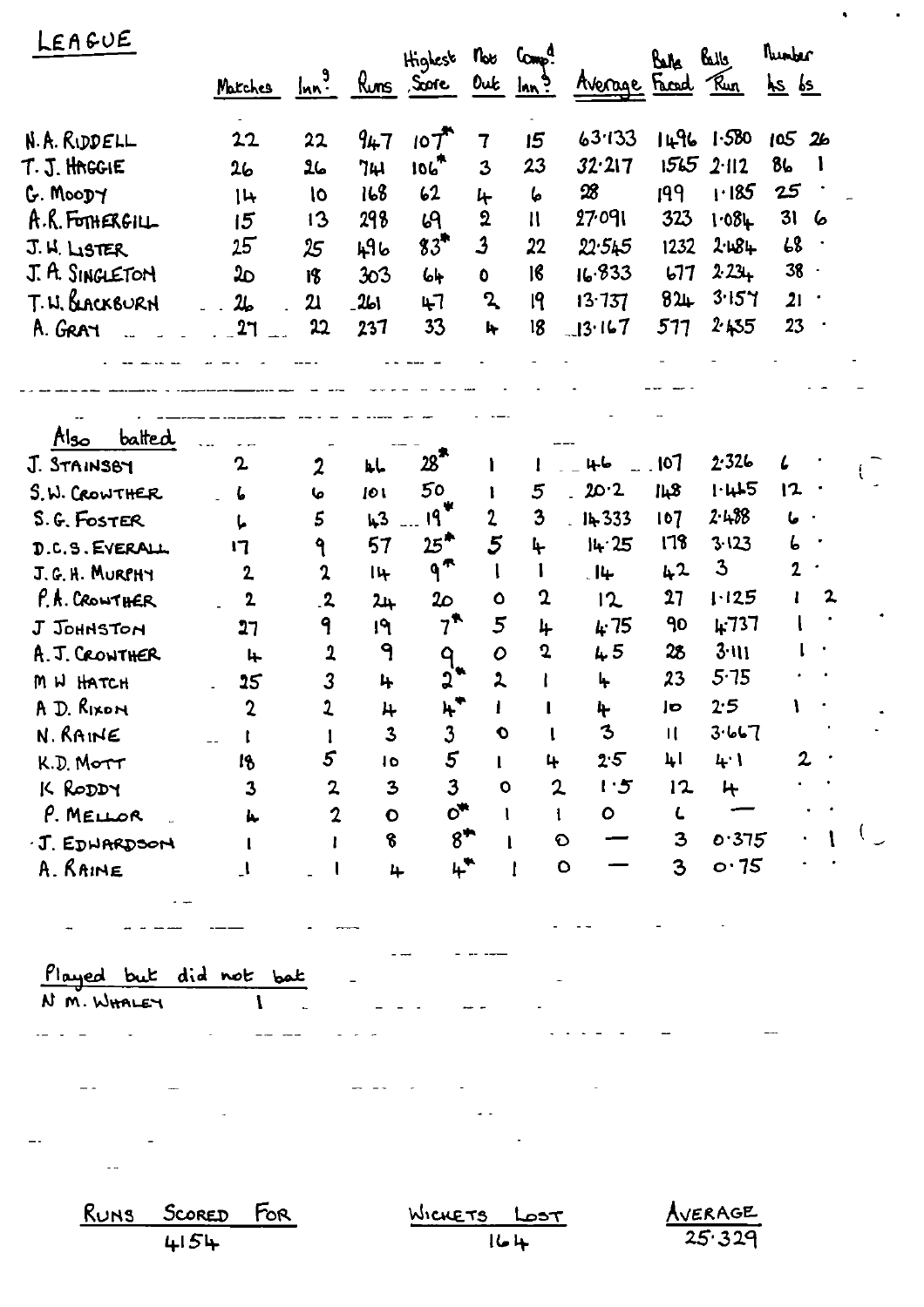# LEAGUE

| | Matches | Inn.s | Runs | Highest Score | Not Out | Comp.d Inn.s | Average | Balls Faced | Balls Run | Number 4s | Number 6s |
|---|---|---|---|---|---|---|---|---|---|---|---|
| N.A. RIDDELL | 22 | 22 | 947 | 107* | 7 | 15 | 63·133 | 1496 | 1·580 | 105 | 26 |
| T. J. HAGGIE | 26 | 26 | 741 | 106* | 3 | 23 | 32·217 | 1565 | 2·112 | 86 | 1 |
| G. MOODY | 14 | 10 | 168 | 62 | 4 | 6 | 28 | 199 | 1·185 | 25 | · |
| A.R. FOTHERGILL | 15 | 13 | 298 | 69 | 2 | 11 | 27·091 | 323 | 1·084 | 31 | 6 |
| J.W. LISTER | 25 | 25 | 496 | 83* | 3 | 22 | 22·545 | 1232 | 2·484 | 68 | · |
| J. A. SINGLETON | 20 | 18 | 303 | 64 | 0 | 18 | 16·833 | 677 | 2·234 | 38 | · |
| T.W. BLACKBURN | 26 | 21 | 261 | 47 | 2 | 19 | 13·737 | 824 | 3·157 | 21 | · |
| A. GRAY | 27 | 22 | 237 | 33 | 4 | 18 | 13·167 | 577 | 2·435 | 23 | · |

## Also batted

| | Matches | Inn.s | Runs | Highest Score | Not Out | Comp.d Inn.s | Average | Balls Faced | Balls Run | Number 4s | Number 6s |
|---|---|---|---|---|---|---|---|---|---|---|---|
| J. STAINSBY | 2 | 2 | 46 | 28* | 1 | 1 | 46 | 107 | 2·326 | 6 | · |
| S.W. CROWTHER | 6 | 6 | 101 | 50 | 1 | 5 | 20·2 | 148 | 1·465 | 12 | · |
| S.G. FOSTER | 6 | 5 | 43 | 19* | 2 | 3 | 14·333 | 107 | 2·488 | 6 | · |
| D.C.S. EVERALL | 17 | 9 | 57 | 25* | 5 | 4 | 14·25 | 178 | 3·123 | 6 | · |
| J.G.H. MURPHY | 2 | 2 | 14 | 9* | 1 | 1 | 14 | 42 | 3 | 2 | · |
| P.A. CROWTHER | 2 | 2 | 24 | 20 | 0 | 2 | 12 | 27 | 1·125 | 1 | 2 |
| J JOHNSTON | 27 | 9 | 19 | 7* | 5 | 4 | 4·75 | 90 | 4·737 | 1 | · |
| A.J. CROWTHER | 4 | 2 | 9 | 9 | 0 | 2 | 4·5 | 28 | 3·111 | 1 | · |
| M W HATCH | 25 | 3 | 4 | 2* | 2 | 1 | 4 | 23 | 5·75 | · | · |
| A D. RIXON | 2 | 2 | 4 | 4* | 1 | 1 | 4 | 10 | 2·5 | 1 | · |
| N. RAINE | 1 | 1 | 3 | 3 | 0 | 1 | 3 | 11 | 3·667 | | |
| K.D. MOTT | 18 | 5 | 10 | 5 | 1 | 4 | 2·5 | 41 | 4·1 | 2 | · |
| K RODDY | 3 | 2 | 3 | 3 | 0 | 2 | 1·5 | 12 | 4 | · | · |
| P. MELLOR | 4 | 2 | 0 | 0* | 1 | 1 | 0 | 6 | — | · | · |
| J. EDWARDSON | 1 | 1 | 8 | 8* | 1 | 0 | — | 3 | 0·375 | · | 1 |
| A. RAINE | 1 | 1 | 4 | 4* | 1 | 0 | — | 3 | 0·75 | · | · |

## Played but did not bat

| | Matches |
|---|---|
| N M. WHALEY | 1 |

| RUNS SCORED FOR | WICKETS LOST | AVERAGE |
|---|---|---|
| 4154 | 164 | 25·329 |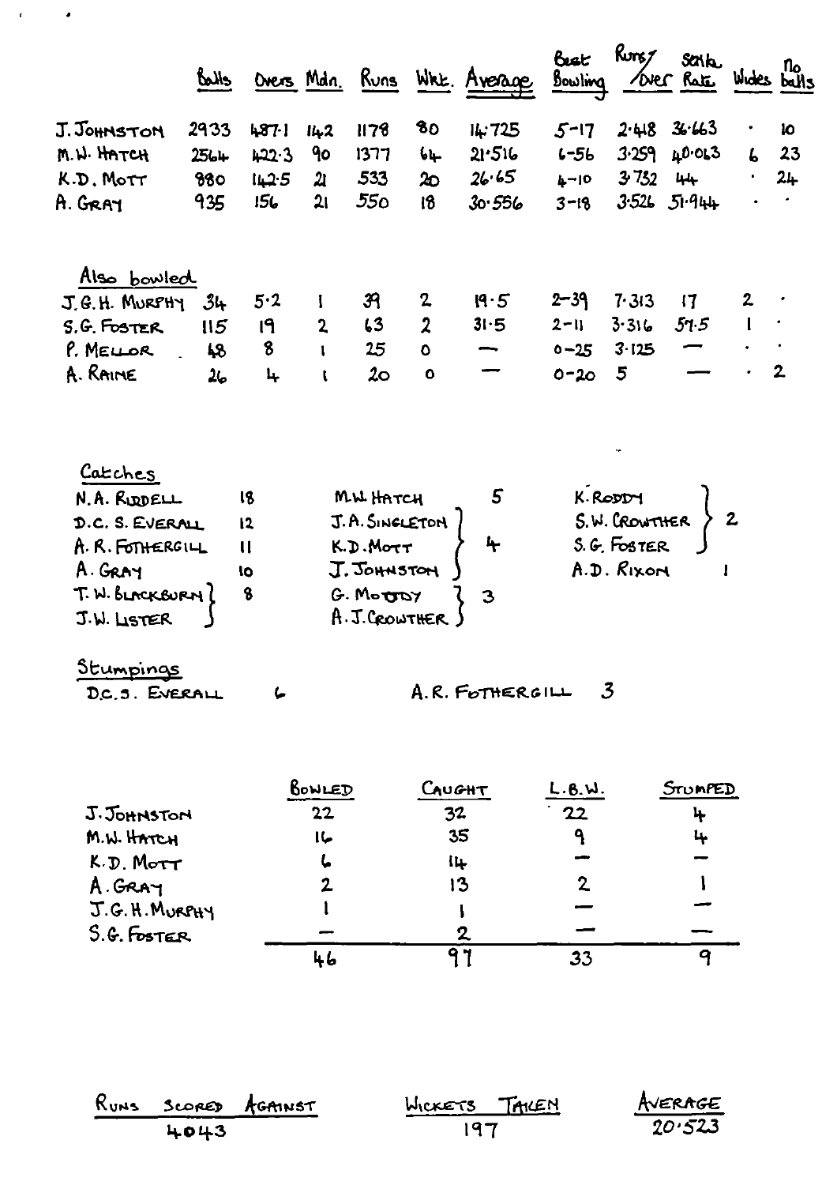| | Balls | Overs | Mdn. | Runs | Wkt. | Average | Best Bowling | Runs/Over | Strike Rate | Wides | No balls |
|---|---|---|---|---|---|---|---|---|---|---|---|
| J. JOHNSTON | 2933 | 487·1 | 142 | 1178 | 80 | 14·725 | 5–17 | 2·418 | 36·663 | · | 10 |
| M.W. HATCH | 2564 | 422·3 | 90 | 1377 | 64 | 21·516 | 6–56 | 3·259 | 40·063 | 6 | 23 |
| K.D. MOTT | 880 | 142·5 | 21 | 533 | 20 | 26·65 | 4–10 | 3·732 | 44 | · | 24 |
| A. GRAY | 935 | 156 | 21 | 550 | 18 | 30·556 | 3–18 | 3·526 | 51·944 | · | · |

**Also bowled**

| | Balls | Overs | Mdn. | Runs | Wkt. | Average | Best Bowling | Runs/Over | Strike Rate | Wides | No balls |
|---|---|---|---|---|---|---|---|---|---|---|---|
| J.G.H. MURPHY | 34 | 5·2 | 1 | 39 | 2 | 19·5 | 2–39 | 7·313 | 17 | 2 | · |
| S.G. FOSTER | 115 | 19 | 2 | 63 | 2 | 31·5 | 2–11 | 3·316 | 57·5 | 1 | · |
| P. MELLOR | 48 | 8 | 1 | 25 | 0 | — | 0–25 | 3·125 | — | · | · |
| A. RAINE | 26 | 4 | 1 | 20 | 0 | — | 0–20 | 5 | — | · | 2 |

**Catches**

| Player | Catches |
|---|---|
| N.A. RIDDELL | 18 |
| D.C.S. EVERALL | 12 |
| A.R. FOTHERGILL | 11 |
| A. GRAY | 10 |
| T.W. BLACKBURN | 8 |
| J.W. LISTER | 8 |
| M.W. HATCH | 5 |
| J.A. SINGLETON | 4 |
| K.D. MOTT | 4 |
| J. JOHNSTON | 4 |
| G. MOODY | 3 |
| A.J. CROWTHER | 3 |
| K. RODDY | 2 |
| S.W. CROWTHER | 2 |
| S.G. FOSTER | 2 |
| A.D. RIXON | 1 |

**Stumpings**

| Player | Stumpings |
|---|---|
| D.C.S. EVERALL | 6 |
| A.R. FOTHERGILL | 3 |

| | BOWLED | CAUGHT | L.B.W. | STUMPED |
|---|---|---|---|---|
| J. JOHNSTON | 22 | 32 | 22 | 4 |
| M.W. HATCH | 16 | 35 | 9 | 4 |
| K.D. MOTT | 6 | 14 | — | — |
| A. GRAY | 2 | 13 | 2 | 1 |
| J.G.H. MURPHY | 1 | 1 | — | — |
| S.G. FOSTER | — | 2 | — | — |
| | 46 | 97 | 33 | 9 |

| RUNS SCORED AGAINST | WICKETS TAKEN | AVERAGE |
|---|---|---|
| 4043 | 197 | 20·523 |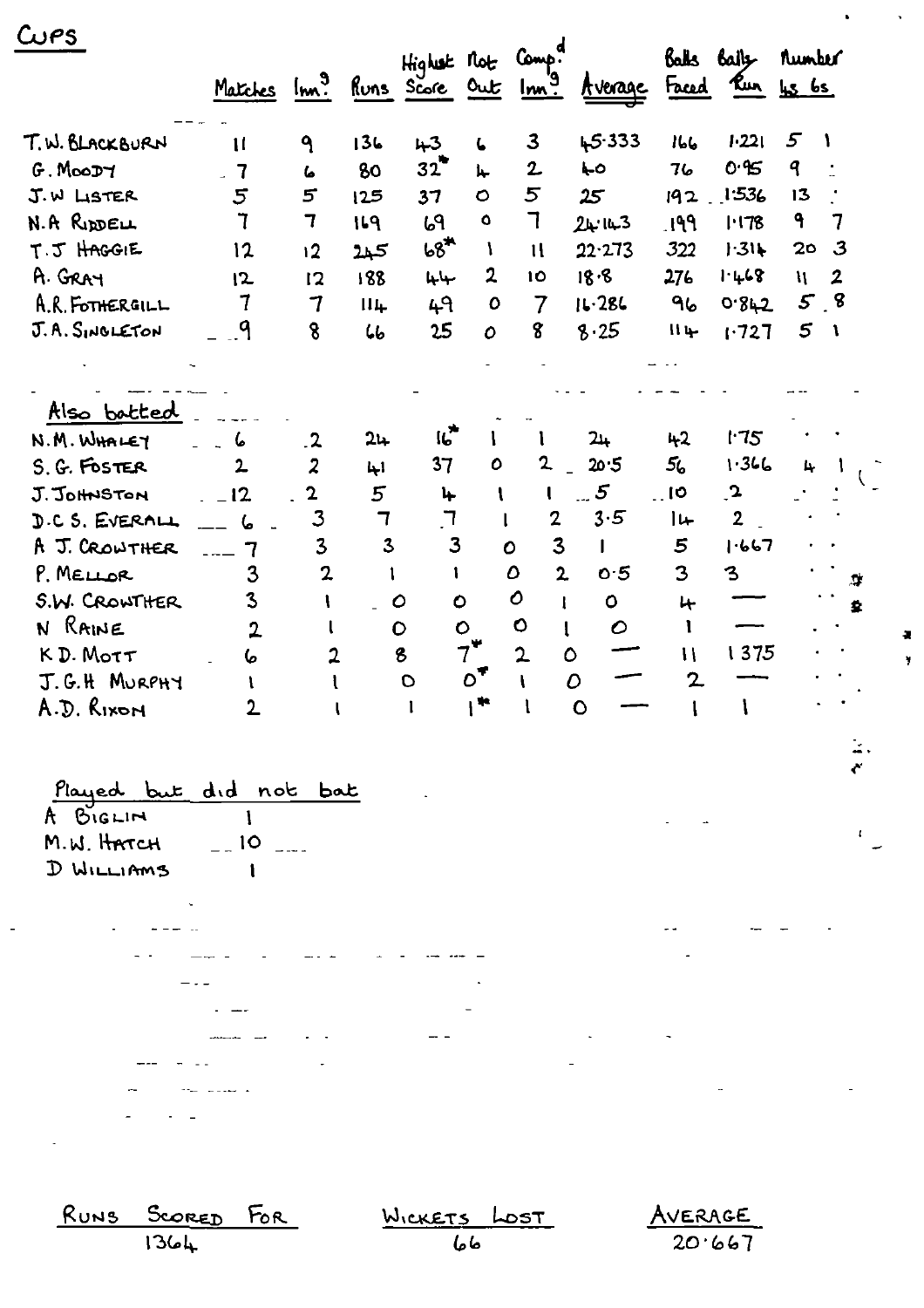# CUPS

| | Matches | Inn.[s] | Runs | Highest Score | Not Out | Comp.[d] Inn.[s] | Average | Balls Faced | Balls/Run | Number 4s | Number 6s |
|---|---|---|---|---|---|---|---|---|---|---|---|
| T.W. BLACKBURN | 11 | 9 | 136 | 43 | 6 | 3 | 45.333 | 166 | 1.221 | 5 | 1 |
| G. MOODY | 7 | 6 | 80 | 32* | 4 | 2 | 40 | 76 | 0.95 | 9 | |
| J.W LISTER | 5 | 5 | 125 | 37 | 0 | 5 | 25 | 192 | 1.536 | 13 | |
| N.A RIDDELL | 7 | 7 | 169 | 69 | 0 | 7 | 24.143 | 199 | 1.178 | 9 | 7 |
| T.J HAGGIE | 12 | 12 | 245 | 68* | 1 | 11 | 22.273 | 322 | 1.314 | 20 | 3 |
| A. GRAY | 12 | 12 | 188 | 44 | 2 | 10 | 18.8 | 276 | 1.468 | 11 | 2 |
| A.R. FOTHERGILL | 7 | 7 | 114 | 49 | 0 | 7 | 16.286 | 96 | 0.842 | 5 | 8 |
| J.A. SINGLETON | 9 | 8 | 66 | 25 | 0 | 8 | 8.25 | 114 | 1.727 | 5 | 1 |
| **Also batted** | | | | | | | | | | | |
| N.M. WHALEY | 6 | 2 | 24 | 16* | 1 | 1 | 24 | 42 | 1.75 | | |
| S.G. FOSTER | 2 | 2 | 41 | 37 | 0 | 2 | 20.5 | 56 | 1.366 | 4 | 1 |
| J. JOHNSTON | 12 | 2 | 5 | 4 | 1 | 1 | 5 | 10 | 2 | | |
| D.C.S. EVERALL | 6 | 3 | 7 | 7 | 1 | 2 | 3.5 | 14 | 2 | | |
| A J. CROWTHER | 7 | 3 | 3 | 3 | 0 | 3 | 1 | 5 | 1.667 | | |
| P. MELLOR | 3 | 2 | 1 | 1 | 0 | 2 | 0.5 | 3 | 3 | | |
| S.W. CROWTHER | 3 | 1 | 0 | 0 | 0 | 1 | 0 | 4 | — | | |
| N RAINE | 2 | 1 | 0 | 0 | 0 | 1 | 0 | 1 | — | | |
| K.D. MOTT | 6 | 2 | 8 | 7* | 2 | 0 | — | 11 | 1.375 | | |
| J.G.H MURPHY | 1 | 1 | 0 | 0* | 1 | 0 | — | 2 | — | | |
| A.D. RIXON | 2 | 1 | 1 | 1* | 1 | 0 | — | 1 | 1 | | |

**Played but did not bat**

| | |
|---|---|
| A BIGLIN | 1 |
| M.W. HATCH | 10 |
| D WILLIAMS | 1 |

| RUNS SCORED FOR | WICKETS LOST | AVERAGE |
|---|---|---|
| 1364 | 66 | 20.667 |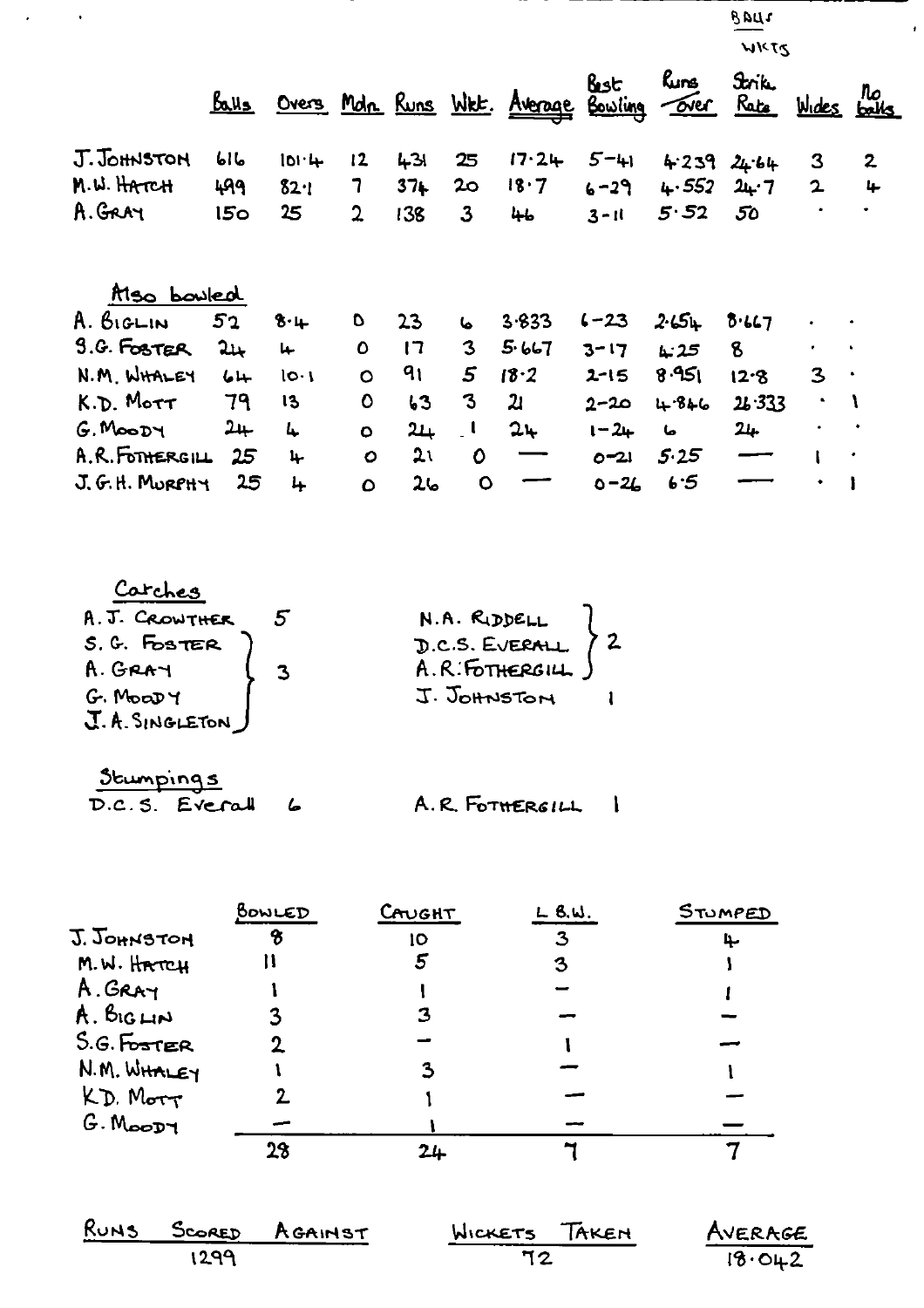| | Balls | Overs | Mdn. | Runs | Wkt. | Average | Best Bowling | Runs over | Strike Rate (Balls / Wkts) | Wides | No balls |
|---|---|---|---|---|---|---|---|---|---|---|---|
| J. JOHNSTON | 616 | 101·4 | 12 | 431 | 25 | 17·24 | 5–41 | 4·239 | 24·64 | 3 | 2 |
| M.W. HATCH | 499 | 82·1 | 7 | 374 | 20 | 18·7 | 6–29 | 4·552 | 24·7 | 2 | 4 |
| A. GRAY | 150 | 25 | 2 | 138 | 3 | 46 | 3–11 | 5·52 | 50 | · | · |

**Also bowled**

| | Balls | Overs | Mdn. | Runs | Wkt. | Average | Best Bowling | Runs over | Strike Rate | Wides | No balls |
|---|---|---|---|---|---|---|---|---|---|---|---|
| A. BIGLIN | 52 | 8·4 | 0 | 23 | 6 | 3·833 | 6–23 | 2·654 | 8·667 | · | · |
| S.G. FOSTER | 24 | 4 | 0 | 17 | 3 | 5·667 | 3–17 | 4·25 | 8 | · | · |
| N.M. WHALEY | 64 | 10·1 | 0 | 91 | 5 | 18·2 | 2–15 | 8·951 | 12·8 | 3 | · |
| K.D. MOTT | 79 | 13 | 0 | 63 | 3 | 21 | 2–20 | 4·846 | 26·333 | · | 1 |
| G. MOODY | 24 | 4 | 0 | 24 | 1 | 24 | 1–24 | 6 | 24 | · | · |
| A.R. FOTHERGILL | 25 | 4 | 0 | 21 | 0 | — | 0–21 | 5·25 | — | 1 | · |
| J.G.H. MURPHY | 25 | 4 | 0 | 26 | 0 | — | 0–26 | 6·5 | — | · | 1 |

**Catches**

- A.J. CROWTHER 5
- S.G. FOSTER, A. GRAY, G. MOODY, J.A. SINGLETON 3
- N.A. RIDDELL, D.C.S. EVERALL, A.R. FOTHERGILL 2
- J. JOHNSTON 1

**Stumpings**

- D.C.S. Everall 6
- A.R. FOTHERGILL 1

| | BOWLED | CAUGHT | L.B.W. | STUMPED |
|---|---|---|---|---|
| J. JOHNSTON | 8 | 10 | 3 | 4 |
| M.W. HATCH | 11 | 5 | 3 | 1 |
| A. GRAY | 1 | 1 | — | 1 |
| A. BIGLIN | 3 | 3 | — | — |
| S.G. FOSTER | 2 | — | 1 | — |
| N.M. WHALEY | 1 | 3 | — | 1 |
| K.D. MOTT | 2 | 1 | — | — |
| G. MOODY | — | 1 | — | — |
| | 28 | 24 | 7 | 7 |

| RUNS SCORED AGAINST | WICKETS TAKEN | AVERAGE |
|---|---|---|
| 1299 | 72 | 18·042 |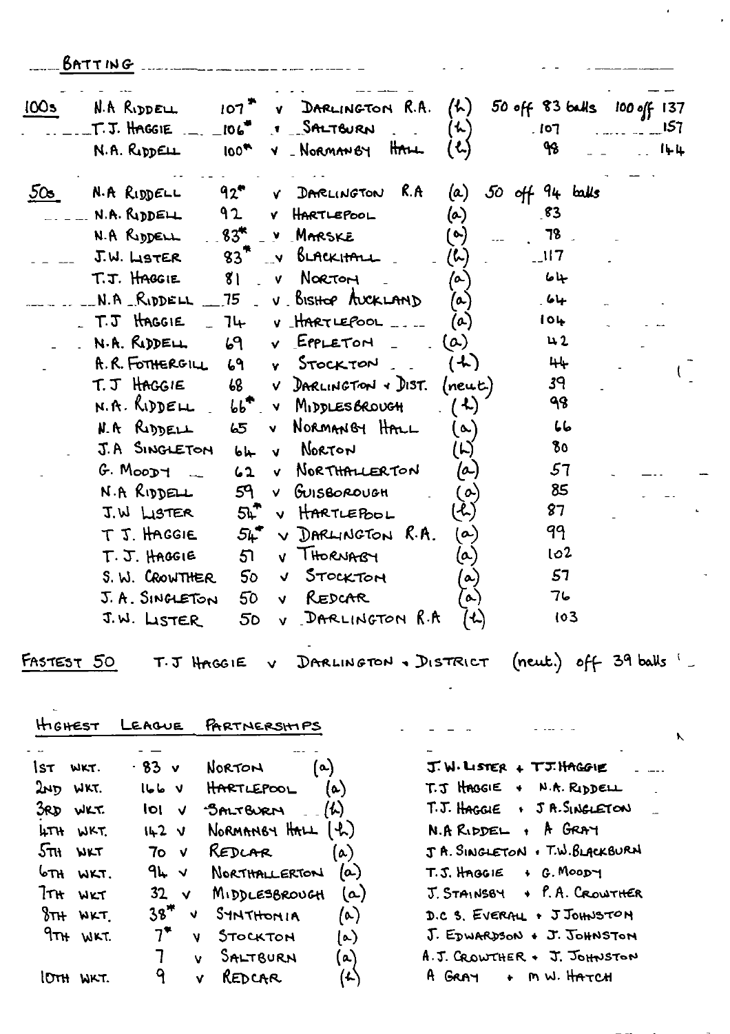## BATTING

| | | | | | | |
|---|---|---|---|---|---|---|
| 100s | N.A RIDDELL | 107* | v DARLINGTON R.A. | (h) | 50 off 83 balls | 100 off 137 |
| | T.J. HAGGIE | 106* | v SALTBURN | (h) | 107 | 157 |
| | N.A. RIDDELL | 100* | v NORMANBY HALL | (h) | 98 | 144 |
| 50s | N.A RIDDELL | 92* | v DARLINGTON R.A | (a) | 50 off 94 balls | |
| | N.A. RIDDELL | 92 | v HARTLEPOOL | (a) | 83 | |
| | N.A RIDDELL | 83* | v MARSKE | (a) | 78 | |
| | J.W. LISTER | 83* | v BLACKHALL | (h) | 117 | |
| | T.J. HAGGIE | 81 | v NORTON | (a) | 64 | |
| | N.A RIDDELL | 75 | v BISHOP AUCKLAND | (a) | 64 | |
| | T.J HAGGIE | 74 | v HARTLEPOOL | (a) | 104 | |
| | N.A. RIDDELL | 69 | v EPPLETON | (a) | 42 | |
| | A.R. FOTHERGILL | 69 | v STOCKTON | (h) | 44 | |
| | T.J HAGGIE | 68 | v DARLINGTON + DIST. | (neut.) | 39 | |
| | N.A. RIDDELL | 66* | v MIDDLESBROUGH | (h) | 98 | |
| | N.A RIDDELL | 65 | v NORMANBY HALL | (a) | 66 | |
| | J.A SINGLETON | 64 | v NORTON | (h) | 80 | |
| | G. MOODY | 62 | v NORTHALLERTON | (a) | 57 | |
| | N.A RIDDELL | 59 | v GUISBOROUGH | (a) | 85 | |
| | J.W LISTER | 54* | v HARTLEPOOL | (h) | 87 | |
| | T J. HAGGIE | 54* | v DARLINGTON R.A. | (a) | 99 | |
| | T. J. HAGGIE | 51 | v THORNABY | (a) | 102 | |
| | S. W. CROWTHER | 50 | v STOCKTON | (a) | 57 | |
| | J. A. SINGLETON | 50 | v REDCAR | (a) | 76 | |
| | J.W. LISTER | 50 | v DARLINGTON R.A | (h) | 103 | |

FASTEST 50 T.J HAGGIE v DARLINGTON + DISTRICT (neut.) off 39 balls

## HIGHEST LEAGUE PARTNERSHIPS

| | | | | |
|---|---|---|---|---|
| 1ST WKT. | 83 v | NORTON | (a) | J.W. LISTER + T.J. HAGGIE |
| 2ND WKT. | 166 v | HARTLEPOOL | (a) | T.J HAGGIE + N.A. RIDDELL |
| 3RD WKT. | 101 v | SALTBURN | (h) | T.J. HAGGIE + J A. SINGLETON |
| 4TH WKT. | 142 v | NORMANBY HALL | (h) | N.A RIDDEL + A GRAY |
| 5TH WKT | 70 v | REDCAR | (a) | J A. SINGLETON + T.W. BLACKBURN |
| 6TH WKT. | 94 v | NORTHALLERTON | (a) | T.J. HAGGIE + G. MOODY |
| 7TH WKT | 32 v | MIDDLESBROUGH | (a) | J. STAINSBY + P.A. CROWTHER |
| 8TH WKT. | 38* v | SYNTHONIA | (a) | D.C S. EVERALL + J JOHNSTON |
| 9TH WKT. | 7* v | STOCKTON | (a) | J. EDWARDSON + J. JOHNSTON |
| | 7 v | SALTBURN | (a) | A.J. CROWTHER + J. JOHNSTON |
| 10TH WKT. | 9 v | REDCAR | (h) | A GRAY + M W. HATCH |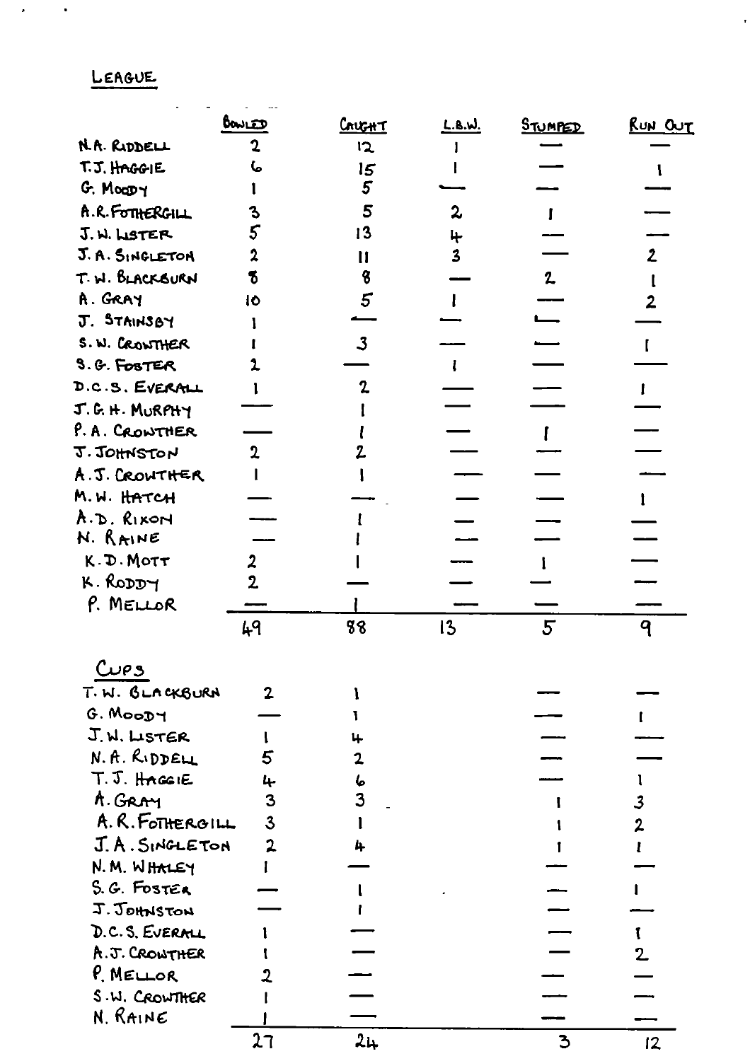## League

| | Bowled | Caught | L.B.W. | Stumped | Run Out |
|---|---|---|---|---|---|
| N.A. Riddell | 2 | 12 | 1 | — | — |
| T.J. Haggie | 6 | 15 | 1 | — | 1 |
| G. Moody | 1 | 5 | — | — | — |
| A.R. Fothergill | 3 | 5 | 2 | 1 | — |
| J.W. Lister | 5 | 13 | 4 | — | — |
| J.A. Singleton | 2 | 11 | 3 | — | 2 |
| T.W. Blackburn | 8 | 8 | — | 2 | 1 |
| A. Gray | 10 | 5 | 1 | — | 2 |
| J. Stainsby | 1 | — | — | — | — |
| S.W. Crowther | 1 | 3 | — | — | 1 |
| S.G. Foster | 2 | — | 1 | — | — |
| D.C.S. Everall | 1 | 2 | — | — | 1 |
| J.G.H. Murphy | — | 1 | — | — | — |
| P.A. Crowther | — | 1 | — | 1 | — |
| J. Johnston | 2 | 2 | — | — | — |
| A.J. Crowther | 1 | 1 | — | — | — |
| M.W. Hatch | — | — | — | — | 1 |
| A.D. Rixon | — | 1 | — | — | — |
| N. Raine | — | 1 | — | — | — |
| K.D. Mott | 2 | 1 | — | 1 | — |
| K. Roddy | 2 | — | — | — | — |
| P. Mellor | — | 1 | — | — | — |
| | 49 | 88 | 13 | 5 | 9 |

## Cups

| | Bowled | Caught | Stumped | Run Out |
|---|---|---|---|---|
| T.W. Blackburn | 2 | 1 | — | — |
| G. Moody | — | 1 | — | 1 |
| J.W. Lister | 1 | 4 | — | — |
| N.A. Riddell | 5 | 2 | — | — |
| T.J. Haggie | 4 | 6 | — | 1 |
| A. Gray | 3 | 3 | 1 | 3 |
| A.R. Fothergill | 3 | 1 | 1 | 2 |
| J.A. Singleton | 2 | 4 | 1 | 1 |
| N.M. Whaley | 1 | — | — | — |
| S.G. Foster | — | 1 | — | 1 |
| J. Johnston | — | 1 | — | — |
| D.C.S. Everall | 1 | — | — | 1 |
| A.J. Crowther | 1 | — | — | 2 |
| P. Mellor | 2 | — | — | — |
| S.W. Crowther | 1 | — | — | — |
| N. Raine | 1 | — | — | — |
| | 27 | 24 | 3 | 12 |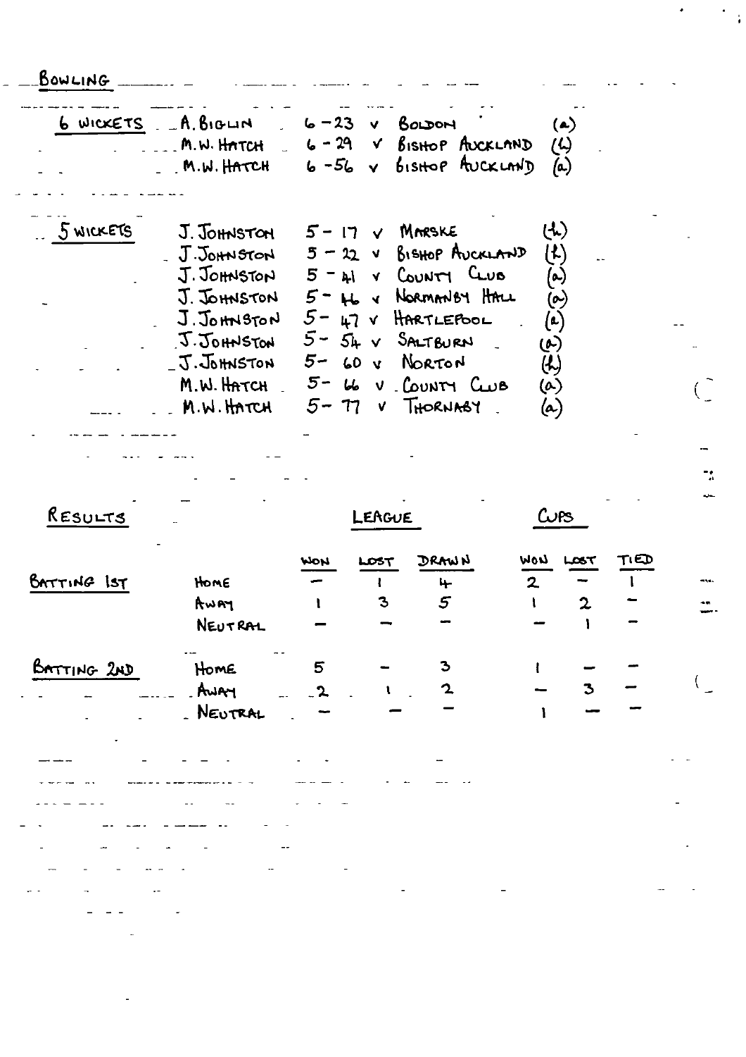## BOWLING

| | | | | |
|---|---|---|---|---|
| 6 WICKETS | A. BIGLIN | 6 - 23 | v BOLDON | (a) |
| | M.W. HATCH | 6 - 29 | v BISHOP AUCKLAND | (h) |
| | M.W. HATCH | 6 - 56 | v BISHOP AUCKLAND | (a) |
| 5 WICKETS | J. JOHNSTON | 5 - 17 | v MARSKE | (h) |
| | J. JOHNSTON | 5 - 22 | v BISHOP AUCKLAND | (h) |
| | J. JOHNSTON | 5 - 41 | v COUNTY CLUB | (a) |
| | J. JOHNSTON | 5 - 46 | v NORMANBY HALL | (a) |
| | J. JOHNSTON | 5 - 47 | v HARTLEPOOL | (a) |
| | J. JOHNSTON | 5 - 54 | v SALTBURN | (a) |
| | J. JOHNSTON | 5 - 60 | v NORTON | (h) |
| | M.W. HATCH | 5 - 66 | v COUNTY CLUB | (a) |
| | M.W. HATCH | 5 - 77 | v THORNABY | (a) |

## RESULTS

| | | LEAGUE | | | CUPS | | |
|---|---|---|---|---|---|---|---|
| | | WON | LOST | DRAWN | WON | LOST | TIED |
| BATTING 1ST | HOME | – | 1 | 4 | 2 | – | 1 |
| | AWAY | 1 | 3 | 5 | 1 | 2 | – |
| | NEUTRAL | – | – | – | – | 1 | – |
| BATTING 2ND | HOME | 5 | – | 3 | 1 | – | – |
| | AWAY | 2 | 1 | 2 | – | 3 | – |
| | NEUTRAL | – | – | – | 1 | – | – |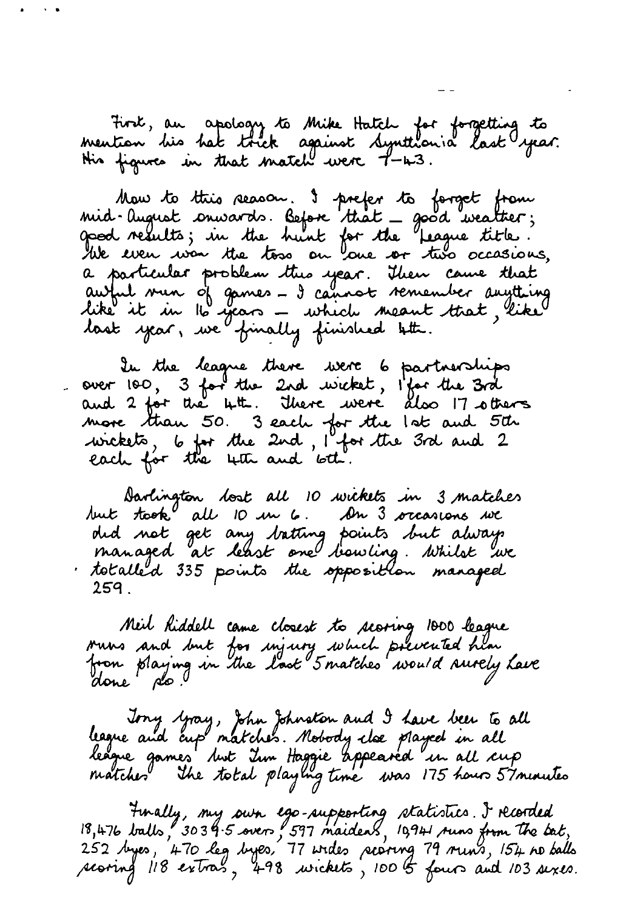First, an apology to Mike Hatch for forgetting to mention his hat trick against Synthonia last year. His figures in that match were 7–43.

Now to this season. I prefer to forget from mid-August onwards. Before that – good weather; good results; in the hunt for the League title. We even won the toss on one or two occasions, a particular problem this year. Then came that awful run of games – I cannot remember anything like it in 16 years – which meant that, like last year, we finally finished 4th.

In the league there were 6 partnerships over 100, 3 for the 2nd wicket, 1 for the 3rd and 2 for the 4th. There were also 17 others more than 50. 3 each for the 1st and 5th wickets, 6 for the 2nd, 1 for the 3rd and 2 each for the 4th and 6th.

Darlington lost all 10 wickets in 3 matches but took all 10 in 6. On 3 occasions we did not get any batting points but always managed at least one bowling. Whilst we totalled 335 points the opposition managed 259.

Neil Riddell came closest to scoring 1000 league runs and but for injury which prevented him from playing in the last 5 matches would surely have done so.

Tony Gray, John Johnston and I have been to all league and cup matches. Nobody else played in all league games but Jim Haggie appeared in all cup matches. The total playing time was 175 hours 57 minutes

Finally, my own ego-supporting statistics. I recorded 18,476 balls, 3039.5 overs, 597 maidens, 10,941 runs from the bat, 252 byes, 470 leg byes, 77 wides scoring 79 runs, 154 no balls scoring 118 extras, 498 wickets, 1005 fours and 103 sixes.